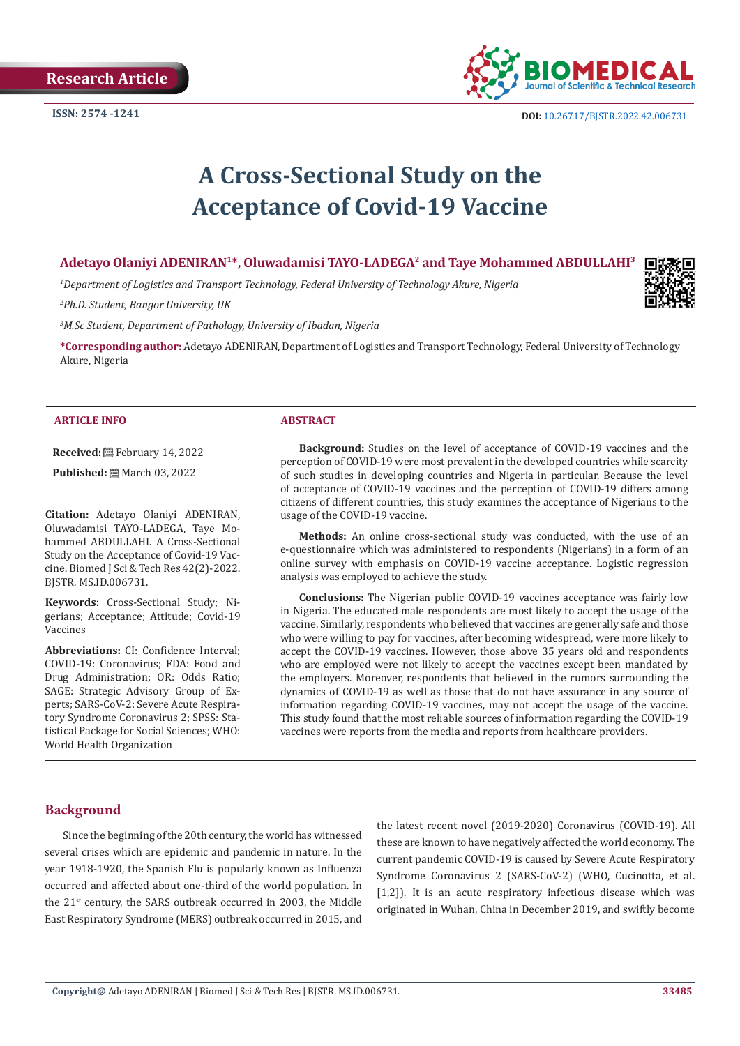Research Article

ISSN: 2574 -1241

DOI: 10.26717/BJSTR.2022.42.006731

# A Cross-Sectional Study on the Acceptance of Covid-19 Vaccine

**Adetayo Olaniyi ADENIRAN[1]*, Oluwadamisi TAYO-LADEGA[2] and Taye Mohammed ABDULLAHI[3]**

[1]*Department of Logistics and Transport Technology, Federal University of Technology Akure, Nigeria*

[2]*Ph.D. Student, Bangor University, UK*

[3]*M.Sc Student, Department of Pathology, University of Ibadan, Nigeria*

**\*Corresponding author:** Adetayo ADENIRAN, Department of Logistics and Transport Technology, Federal University of Technology Akure, Nigeria

## ARTICLE INFO

**Received:** February 14, 2022

**Published:** March 03, 2022

**Citation:** Adetayo Olaniyi ADENIRAN, Oluwadamisi TAYO-LADEGA, Taye Mohammed ABDULLAHI. A Cross-Sectional Study on the Acceptance of Covid-19 Vaccine. Biomed J Sci & Tech Res 42(2)-2022. BJSTR. MS.ID.006731.

**Keywords:** Cross-Sectional Study; Nigerians; Acceptance; Attitude; Covid-19 Vaccines

**Abbreviations:** CI: Confidence Interval; COVID-19: Coronavirus; FDA: Food and Drug Administration; OR: Odds Ratio; SAGE: Strategic Advisory Group of Experts; SARS-CoV-2: Severe Acute Respiratory Syndrome Coronavirus 2; SPSS: Statistical Package for Social Sciences; WHO: World Health Organization

## ABSTRACT

**Background:** Studies on the level of acceptance of COVID-19 vaccines and the perception of COVID-19 were most prevalent in the developed countries while scarcity of such studies in developing countries and Nigeria in particular. Because the level of acceptance of COVID-19 vaccines and the perception of COVID-19 differs among citizens of different countries, this study examines the acceptance of Nigerians to the usage of the COVID-19 vaccine.

**Methods:** An online cross-sectional study was conducted, with the use of an e-questionnaire which was administered to respondents (Nigerians) in a form of an online survey with emphasis on COVID-19 vaccine acceptance. Logistic regression analysis was employed to achieve the study.

**Conclusions:** The Nigerian public COVID-19 vaccines acceptance was fairly low in Nigeria. The educated male respondents are most likely to accept the usage of the vaccine. Similarly, respondents who believed that vaccines are generally safe and those who were willing to pay for vaccines, after becoming widespread, were more likely to accept the COVID-19 vaccines. However, those above 35 years old and respondents who are employed were not likely to accept the vaccines except been mandated by the employers. Moreover, respondents that believed in the rumors surrounding the dynamics of COVID-19 as well as those that do not have assurance in any source of information regarding COVID-19 vaccines, may not accept the usage of the vaccine. This study found that the most reliable sources of information regarding the COVID-19 vaccines were reports from the media and reports from healthcare providers.

## Background

Since the beginning of the 20th century, the world has witnessed several crises which are epidemic and pandemic in nature. In the year 1918-1920, the Spanish Flu is popularly known as Influenza occurred and affected about one-third of the world population. In the 21st century, the SARS outbreak occurred in 2003, the Middle East Respiratory Syndrome (MERS) outbreak occurred in 2015, and the latest recent novel (2019-2020) Coronavirus (COVID-19). All these are known to have negatively affected the world economy. The current pandemic COVID-19 is caused by Severe Acute Respiratory Syndrome Coronavirus 2 (SARS-CoV-2) (WHO, Cucinotta, et al. [1,2]). It is an acute respiratory infectious disease which was originated in Wuhan, China in December 2019, and swiftly become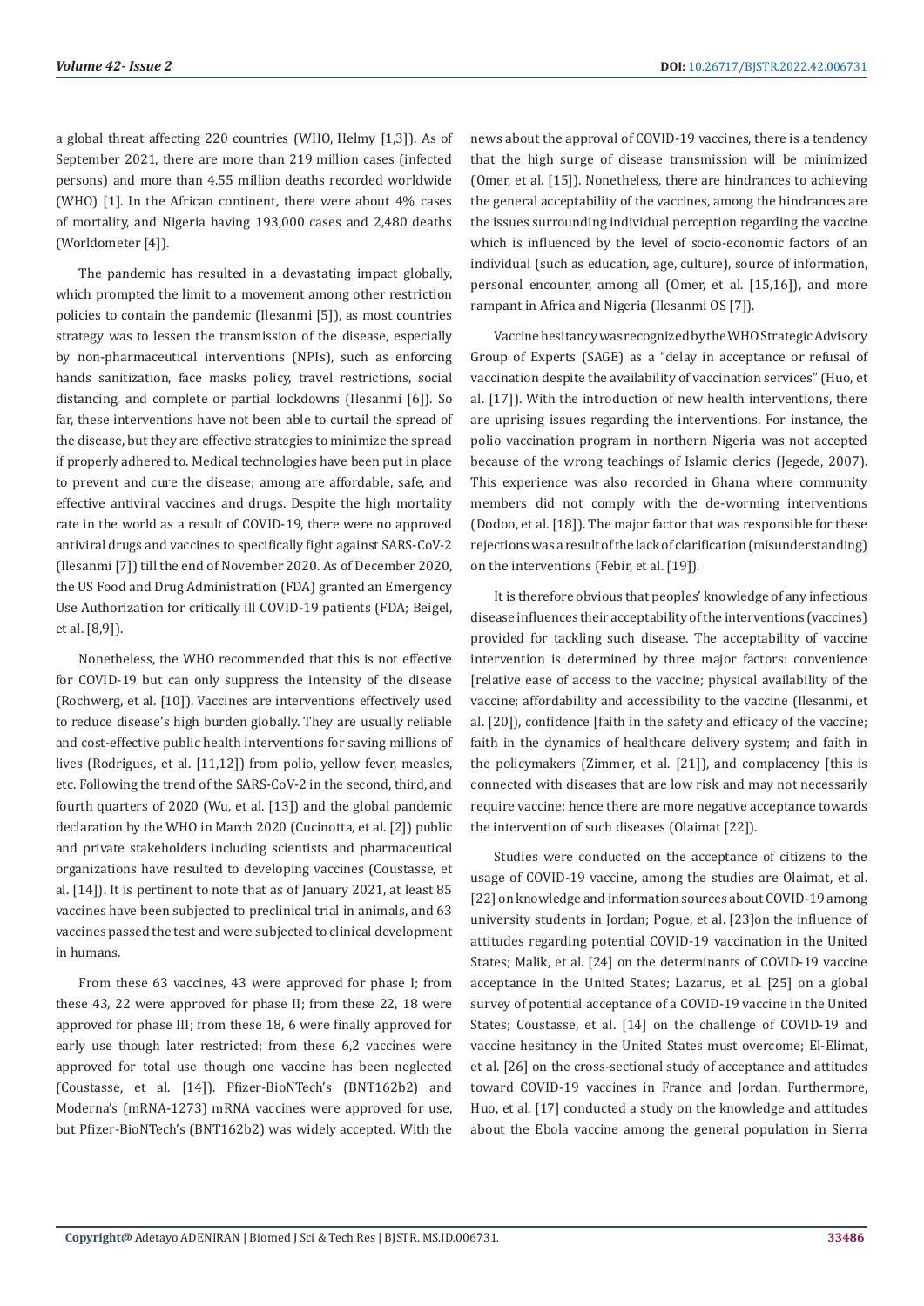a global threat affecting 220 countries (WHO, Helmy [1,3]). As of September 2021, there are more than 219 million cases (infected persons) and more than 4.55 million deaths recorded worldwide (WHO) [1]. In the African continent, there were about 4% cases of mortality, and Nigeria having 193,000 cases and 2,480 deaths (Worldometer [4]).

The pandemic has resulted in a devastating impact globally, which prompted the limit to a movement among other restriction policies to contain the pandemic (Ilesanmi [5]), as most countries strategy was to lessen the transmission of the disease, especially by non-pharmaceutical interventions (NPIs), such as enforcing hands sanitization, face masks policy, travel restrictions, social distancing, and complete or partial lockdowns (Ilesanmi [6]). So far, these interventions have not been able to curtail the spread of the disease, but they are effective strategies to minimize the spread if properly adhered to. Medical technologies have been put in place to prevent and cure the disease; among are affordable, safe, and effective antiviral vaccines and drugs. Despite the high mortality rate in the world as a result of COVID-19, there were no approved antiviral drugs and vaccines to specifically fight against SARS-CoV-2 (Ilesanmi [7]) till the end of November 2020. As of December 2020, the US Food and Drug Administration (FDA) granted an Emergency Use Authorization for critically ill COVID-19 patients (FDA; Beigel, et al. [8,9]).

Nonetheless, the WHO recommended that this is not effective for COVID-19 but can only suppress the intensity of the disease (Rochwerg, et al. [10]). Vaccines are interventions effectively used to reduce disease's high burden globally. They are usually reliable and cost-effective public health interventions for saving millions of lives (Rodrigues, et al. [11,12]) from polio, yellow fever, measles, etc. Following the trend of the SARS-CoV-2 in the second, third, and fourth quarters of 2020 (Wu, et al. [13]) and the global pandemic declaration by the WHO in March 2020 (Cucinotta, et al. [2]) public and private stakeholders including scientists and pharmaceutical organizations have resulted to developing vaccines (Coustasse, et al. [14]). It is pertinent to note that as of January 2021, at least 85 vaccines have been subjected to preclinical trial in animals, and 63 vaccines passed the test and were subjected to clinical development in humans.

From these 63 vaccines, 43 were approved for phase I; from these 43, 22 were approved for phase II; from these 22, 18 were approved for phase III; from these 18, 6 were finally approved for early use though later restricted; from these 6,2 vaccines were approved for total use though one vaccine has been neglected (Coustasse, et al. [14]). Pfizer-BioNTech's (BNT162b2) and Moderna's (mRNA-1273) mRNA vaccines were approved for use, but Pfizer-BioNTech's (BNT162b2) was widely accepted. With the news about the approval of COVID-19 vaccines, there is a tendency that the high surge of disease transmission will be minimized (Omer, et al. [15]). Nonetheless, there are hindrances to achieving the general acceptability of the vaccines, among the hindrances are the issues surrounding individual perception regarding the vaccine which is influenced by the level of socio-economic factors of an individual (such as education, age, culture), source of information, personal encounter, among all (Omer, et al. [15,16]), and more rampant in Africa and Nigeria (Ilesanmi OS [7]).

Vaccine hesitancy was recognized by the WHO Strategic Advisory Group of Experts (SAGE) as a "delay in acceptance or refusal of vaccination despite the availability of vaccination services" (Huo, et al. [17]). With the introduction of new health interventions, there are uprising issues regarding the interventions. For instance, the polio vaccination program in northern Nigeria was not accepted because of the wrong teachings of Islamic clerics (Jegede, 2007). This experience was also recorded in Ghana where community members did not comply with the de-worming interventions (Dodoo, et al. [18]). The major factor that was responsible for these rejections was a result of the lack of clarification (misunderstanding) on the interventions (Febir, et al. [19]).

It is therefore obvious that peoples' knowledge of any infectious disease influences their acceptability of the interventions (vaccines) provided for tackling such disease. The acceptability of vaccine intervention is determined by three major factors: convenience [relative ease of access to the vaccine; physical availability of the vaccine; affordability and accessibility to the vaccine (Ilesanmi, et al. [20]), confidence [faith in the safety and efficacy of the vaccine; faith in the dynamics of healthcare delivery system; and faith in the policymakers (Zimmer, et al. [21]), and complacency [this is connected with diseases that are low risk and may not necessarily require vaccine; hence there are more negative acceptance towards the intervention of such diseases (Olaimat [22]).

Studies were conducted on the acceptance of citizens to the usage of COVID-19 vaccine, among the studies are Olaimat, et al. [22] on knowledge and information sources about COVID-19 among university students in Jordan; Pogue, et al. [23]on the influence of attitudes regarding potential COVID-19 vaccination in the United States; Malik, et al. [24] on the determinants of COVID-19 vaccine acceptance in the United States; Lazarus, et al. [25] on a global survey of potential acceptance of a COVID-19 vaccine in the United States; Coustasse, et al. [14] on the challenge of COVID-19 and vaccine hesitancy in the United States must overcome; El-Elimat, et al. [26] on the cross-sectional study of acceptance and attitudes toward COVID-19 vaccines in France and Jordan. Furthermore, Huo, et al. [17] conducted a study on the knowledge and attitudes about the Ebola vaccine among the general population in Sierra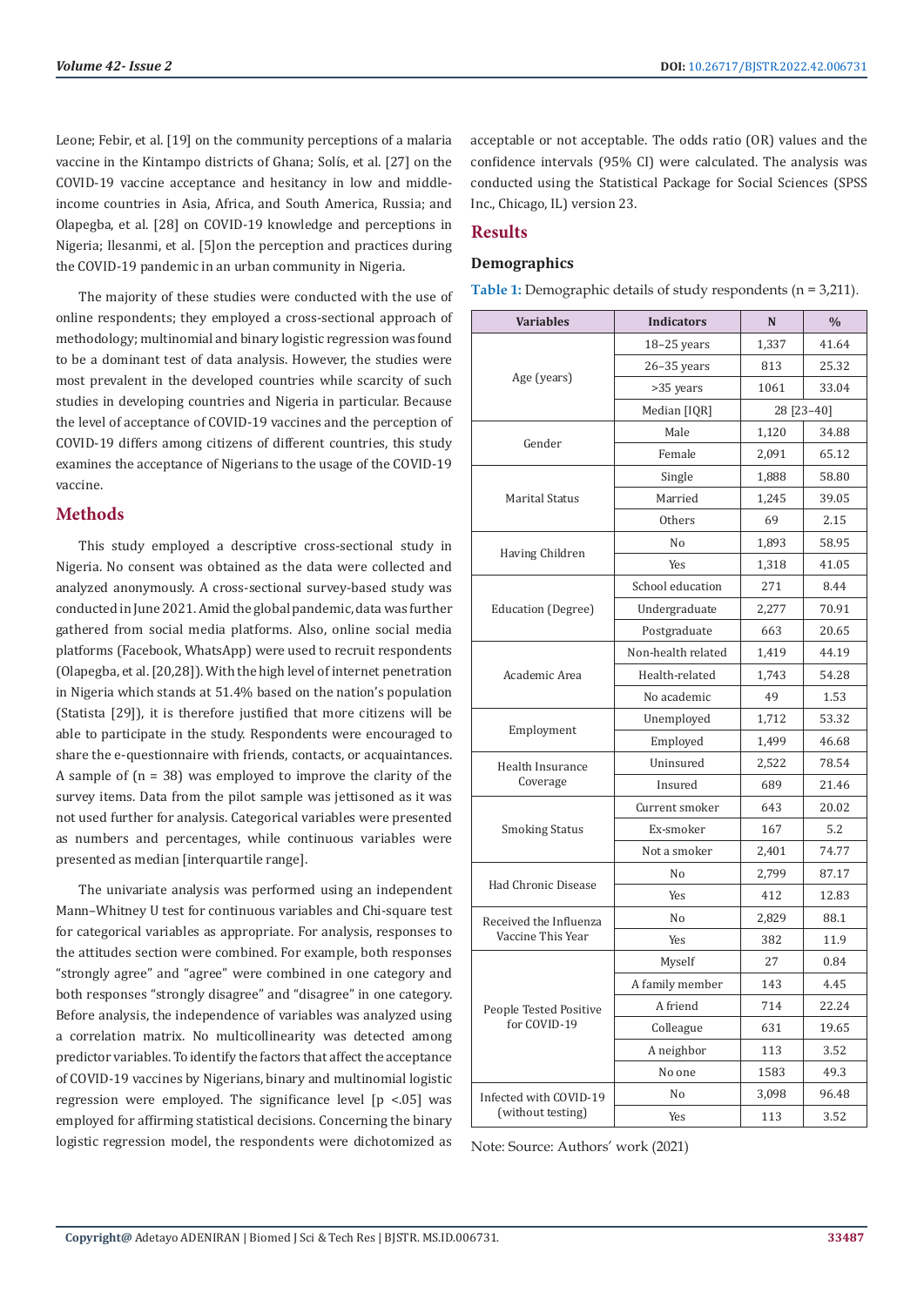Leone; Febir, et al. [19] on the community perceptions of a malaria vaccine in the Kintampo districts of Ghana; Solís, et al. [27] on the COVID-19 vaccine acceptance and hesitancy in low and middle-income countries in Asia, Africa, and South America, Russia; and Olapegba, et al. [28] on COVID-19 knowledge and perceptions in Nigeria; Ilesanmi, et al. [5]on the perception and practices during the COVID-19 pandemic in an urban community in Nigeria.

The majority of these studies were conducted with the use of online respondents; they employed a cross-sectional approach of methodology; multinomial and binary logistic regression was found to be a dominant test of data analysis. However, the studies were most prevalent in the developed countries while scarcity of such studies in developing countries and Nigeria in particular. Because the level of acceptance of COVID-19 vaccines and the perception of COVID-19 differs among citizens of different countries, this study examines the acceptance of Nigerians to the usage of the COVID-19 vaccine.

## Methods

This study employed a descriptive cross-sectional study in Nigeria. No consent was obtained as the data were collected and analyzed anonymously. A cross-sectional survey-based study was conducted in June 2021. Amid the global pandemic, data was further gathered from social media platforms. Also, online social media platforms (Facebook, WhatsApp) were used to recruit respondents (Olapegba, et al. [20,28]). With the high level of internet penetration in Nigeria which stands at 51.4% based on the nation's population (Statista [29]), it is therefore justified that more citizens will be able to participate in the study. Respondents were encouraged to share the e-questionnaire with friends, contacts, or acquaintances. A sample of (n = 38) was employed to improve the clarity of the survey items. Data from the pilot sample was jettisoned as it was not used further for analysis. Categorical variables were presented as numbers and percentages, while continuous variables were presented as median [interquartile range].

The univariate analysis was performed using an independent Mann–Whitney U test for continuous variables and Chi-square test for categorical variables as appropriate. For analysis, responses to the attitudes section were combined. For example, both responses "strongly agree" and "agree" were combined in one category and both responses "strongly disagree" and "disagree" in one category. Before analysis, the independence of variables was analyzed using a correlation matrix. No multicollinearity was detected among predictor variables. To identify the factors that affect the acceptance of COVID-19 vaccines by Nigerians, binary and multinomial logistic regression were employed. The significance level [p <.05] was employed for affirming statistical decisions. Concerning the binary logistic regression model, the respondents were dichotomized as acceptable or not acceptable. The odds ratio (OR) values and the confidence intervals (95% CI) were calculated. The analysis was conducted using the Statistical Package for Social Sciences (SPSS Inc., Chicago, IL) version 23.

## Results

### Demographics

**Table 1:** Demographic details of study respondents (n = 3,211).

| Variables | Indicators | N | % |
|---|---|---|---|
| Age (years) | 18–25 years | 1,337 | 41.64 |
| | 26–35 years | 813 | 25.32 |
| | >35 years | 1061 | 33.04 |
| | Median [IQR] | 28 [23–40] | |
| Gender | Male | 1,120 | 34.88 |
| | Female | 2,091 | 65.12 |
| Marital Status | Single | 1,888 | 58.80 |
| | Married | 1,245 | 39.05 |
| | Others | 69 | 2.15 |
| Having Children | No | 1,893 | 58.95 |
| | Yes | 1,318 | 41.05 |
| Education (Degree) | School education | 271 | 8.44 |
| | Undergraduate | 2,277 | 70.91 |
| | Postgraduate | 663 | 20.65 |
| Academic Area | Non-health related | 1,419 | 44.19 |
| | Health-related | 1,743 | 54.28 |
| | No academic | 49 | 1.53 |
| Employment | Unemployed | 1,712 | 53.32 |
| | Employed | 1,499 | 46.68 |
| Health Insurance Coverage | Uninsured | 2,522 | 78.54 |
| | Insured | 689 | 21.46 |
| Smoking Status | Current smoker | 643 | 20.02 |
| | Ex-smoker | 167 | 5.2 |
| | Not a smoker | 2,401 | 74.77 |
| Had Chronic Disease | No | 2,799 | 87.17 |
| | Yes | 412 | 12.83 |
| Received the Influenza Vaccine This Year | No | 2,829 | 88.1 |
| | Yes | 382 | 11.9 |
| People Tested Positive for COVID-19 | Myself | 27 | 0.84 |
| | A family member | 143 | 4.45 |
| | A friend | 714 | 22.24 |
| | Colleague | 631 | 19.65 |
| | A neighbor | 113 | 3.52 |
| | No one | 1583 | 49.3 |
| Infected with COVID-19 (without testing) | No | 3,098 | 96.48 |
| | Yes | 113 | 3.52 |

Note: Source: Authors' work (2021)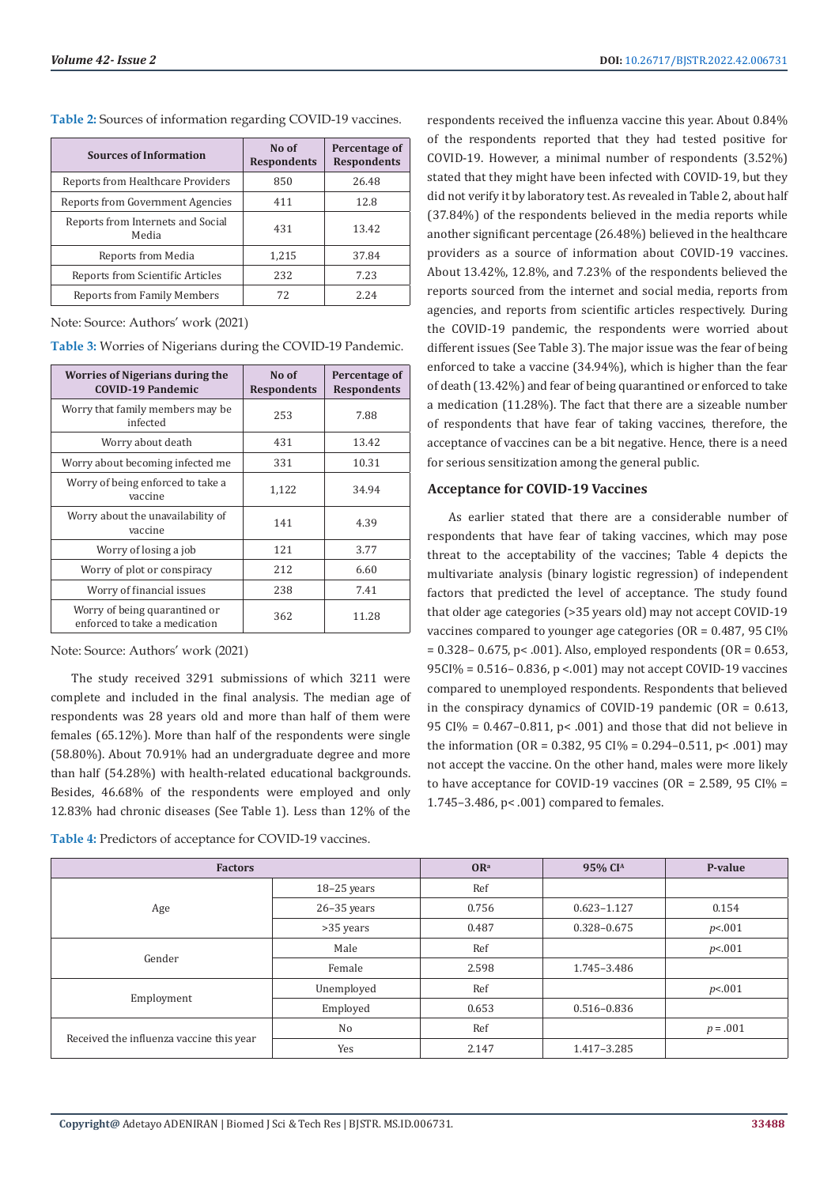**Table 2:** Sources of information regarding COVID-19 vaccines.

| Sources of Information | No of Respondents | Percentage of Respondents |
|---|---|---|
| Reports from Healthcare Providers | 850 | 26.48 |
| Reports from Government Agencies | 411 | 12.8 |
| Reports from Internets and Social Media | 431 | 13.42 |
| Reports from Media | 1,215 | 37.84 |
| Reports from Scientific Articles | 232 | 7.23 |
| Reports from Family Members | 72 | 2.24 |

Note: Source: Authors' work (2021)

**Table 3:** Worries of Nigerians during the COVID-19 Pandemic.

| Worries of Nigerians during the COVID-19 Pandemic | No of Respondents | Percentage of Respondents |
|---|---|---|
| Worry that family members may be infected | 253 | 7.88 |
| Worry about death | 431 | 13.42 |
| Worry about becoming infected me | 331 | 10.31 |
| Worry of being enforced to take a vaccine | 1,122 | 34.94 |
| Worry about the unavailability of vaccine | 141 | 4.39 |
| Worry of losing a job | 121 | 3.77 |
| Worry of plot or conspiracy | 212 | 6.60 |
| Worry of financial issues | 238 | 7.41 |
| Worry of being quarantined or enforced to take a medication | 362 | 11.28 |

Note: Source: Authors' work (2021)

The study received 3291 submissions of which 3211 were complete and included in the final analysis. The median age of respondents was 28 years old and more than half of them were females (65.12%). More than half of the respondents were single (58.80%). About 70.91% had an undergraduate degree and more than half (54.28%) with health-related educational backgrounds. Besides, 46.68% of the respondents were employed and only 12.83% had chronic diseases (See Table 1). Less than 12% of the respondents received the influenza vaccine this year. About 0.84% of the respondents reported that they had tested positive for COVID-19. However, a minimal number of respondents (3.52%) stated that they might have been infected with COVID-19, but they did not verify it by laboratory test. As revealed in Table 2, about half (37.84%) of the respondents believed in the media reports while another significant percentage (26.48%) believed in the healthcare providers as a source of information about COVID-19 vaccines. About 13.42%, 12.8%, and 7.23% of the respondents believed the reports sourced from the internet and social media, reports from agencies, and reports from scientific articles respectively. During the COVID-19 pandemic, the respondents were worried about different issues (See Table 3). The major issue was the fear of being enforced to take a vaccine (34.94%), which is higher than the fear of death (13.42%) and fear of being quarantined or enforced to take a medication (11.28%). The fact that there are a sizeable number of respondents that have fear of taking vaccines, therefore, the acceptance of vaccines can be a bit negative. Hence, there is a need for serious sensitization among the general public.

### Acceptance for COVID-19 Vaccines

As earlier stated that there are a considerable number of respondents that have fear of taking vaccines, which may pose threat to the acceptability of the vaccines; Table 4 depicts the multivariate analysis (binary logistic regression) of independent factors that predicted the level of acceptance. The study found that older age categories (>35 years old) may not accept COVID-19 vaccines compared to younger age categories (OR = 0.487, 95 CI% = 0.328– 0.675, p< .001). Also, employed respondents (OR = 0.653, 95CI% = 0.516– 0.836, p <.001) may not accept COVID-19 vaccines compared to unemployed respondents. Respondents that believed in the conspiracy dynamics of COVID-19 pandemic (OR = 0.613, 95 CI% = 0.467–0.811, p< .001) and those that did not believe in the information (OR = 0.382, 95 CI% = 0.294–0.511, p< .001) may not accept the vaccine. On the other hand, males were more likely to have acceptance for COVID-19 vaccines (OR = 2.589, 95 CI% = 1.745–3.486, p< .001) compared to females.

**Table 4:** Predictors of acceptance for COVID-19 vaccines.

| Factors | | OR[a] | 95% CI[A] | P-value |
|---|---|---|---|---|
| Age | 18–25 years | Ref | | |
| | 26–35 years | 0.756 | 0.623–1.127 | 0.154 |
| | >35 years | 0.487 | 0.328–0.675 | $p$<.001 |
| Gender | Male | Ref | | $p$<.001 |
| | Female | 2.598 | 1.745–3.486 | |
| Employment | Unemployed | Ref | | $p$<.001 |
| | Employed | 0.653 | 0.516–0.836 | |
| Received the influenza vaccine this year | No | Ref | | $p$ = .001 |
| | Yes | 2.147 | 1.417–3.285 | |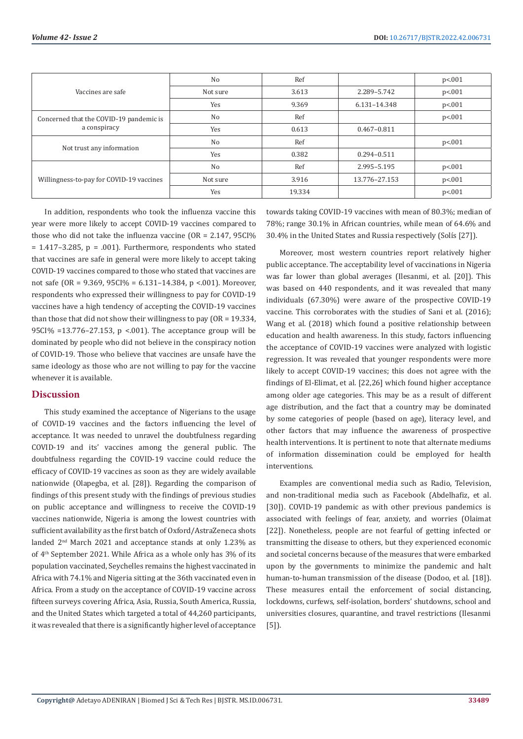| | | | | |
|---|---|---|---|---|
| Vaccines are safe | No | Ref | | p<.001 |
| | Not sure | 3.613 | 2.289–5.742 | p<.001 |
| | Yes | 9.369 | 6.131–14.348 | p<.001 |
| Concerned that the COVID-19 pandemic is a conspiracy | No | Ref | | p<.001 |
| | Yes | 0.613 | 0.467–0.811 | |
| Not trust any information | No | Ref | | p<.001 |
| | Yes | 0.382 | 0.294–0.511 | |
| Willingness-to-pay for COVID-19 vaccines | No | Ref | 2.995–5.195 | p<.001 |
| | Not sure | 3.916 | 13.776–27.153 | p<.001 |
| | Yes | 19.334 | | p<.001 |

In addition, respondents who took the influenza vaccine this year were more likely to accept COVID-19 vaccines compared to those who did not take the influenza vaccine (OR = 2.147, 95CI% = 1.417–3.285, p = .001). Furthermore, respondents who stated that vaccines are safe in general were more likely to accept taking COVID-19 vaccines compared to those who stated that vaccines are not safe (OR = 9.369, 95CI% = 6.131–14.384, p <.001). Moreover, respondents who expressed their willingness to pay for COVID-19 vaccines have a high tendency of accepting the COVID-19 vaccines than those that did not show their willingness to pay (OR = 19.334, 95CI% =13.776–27.153, p <.001). The acceptance group will be dominated by people who did not believe in the conspiracy notion of COVID-19. Those who believe that vaccines are unsafe have the same ideology as those who are not willing to pay for the vaccine whenever it is available.

## Discussion

This study examined the acceptance of Nigerians to the usage of COVID-19 vaccines and the factors influencing the level of acceptance. It was needed to unravel the doubtfulness regarding COVID-19 and its' vaccines among the general public. The doubtfulness regarding the COVID-19 vaccine could reduce the efficacy of COVID-19 vaccines as soon as they are widely available nationwide (Olapegba, et al. [28]). Regarding the comparison of findings of this present study with the findings of previous studies on public acceptance and willingness to receive the COVID-19 vaccines nationwide, Nigeria is among the lowest countries with sufficient availability as the first batch of Oxford/AstraZeneca shots landed 2nd March 2021 and acceptance stands at only 1.23% as of 4th September 2021. While Africa as a whole only has 3% of its population vaccinated, Seychelles remains the highest vaccinated in Africa with 74.1% and Nigeria sitting at the 36th vaccinated even in Africa. From a study on the acceptance of COVID-19 vaccine across fifteen surveys covering Africa, Asia, Russia, South America, Russia, and the United States which targeted a total of 44,260 participants, it was revealed that there is a significantly higher level of acceptance towards taking COVID-19 vaccines with mean of 80.3%; median of 78%; range 30.1% in African countries, while mean of 64.6% and 30.4% in the United States and Russia respectively (Solís [27]).

Moreover, most western countries report relatively higher public acceptance. The acceptability level of vaccinations in Nigeria was far lower than global averages (Ilesanmi, et al. [20]). This was based on 440 respondents, and it was revealed that many individuals (67.30%) were aware of the prospective COVID-19 vaccine. This corroborates with the studies of Sani et al. (2016); Wang et al. (2018) which found a positive relationship between education and health awareness. In this study, factors influencing the acceptance of COVID-19 vaccines were analyzed with logistic regression. It was revealed that younger respondents were more likely to accept COVID-19 vaccines; this does not agree with the findings of El-Elimat, et al. [22,26] which found higher acceptance among older age categories. This may be as a result of different age distribution, and the fact that a country may be dominated by some categories of people (based on age), literacy level, and other factors that may influence the awareness of prospective health interventions. It is pertinent to note that alternate mediums of information dissemination could be employed for health interventions.

Examples are conventional media such as Radio, Television, and non-traditional media such as Facebook (Abdelhafiz, et al. [30]). COVID-19 pandemic as with other previous pandemics is associated with feelings of fear, anxiety, and worries (Olaimat [22]). Nonetheless, people are not fearful of getting infected or transmitting the disease to others, but they experienced economic and societal concerns because of the measures that were embarked upon by the governments to minimize the pandemic and halt human-to-human transmission of the disease (Dodoo, et al. [18]). These measures entail the enforcement of social distancing, lockdowns, curfews, self-isolation, borders' shutdowns, school and universities closures, quarantine, and travel restrictions (Ilesanmi [5]).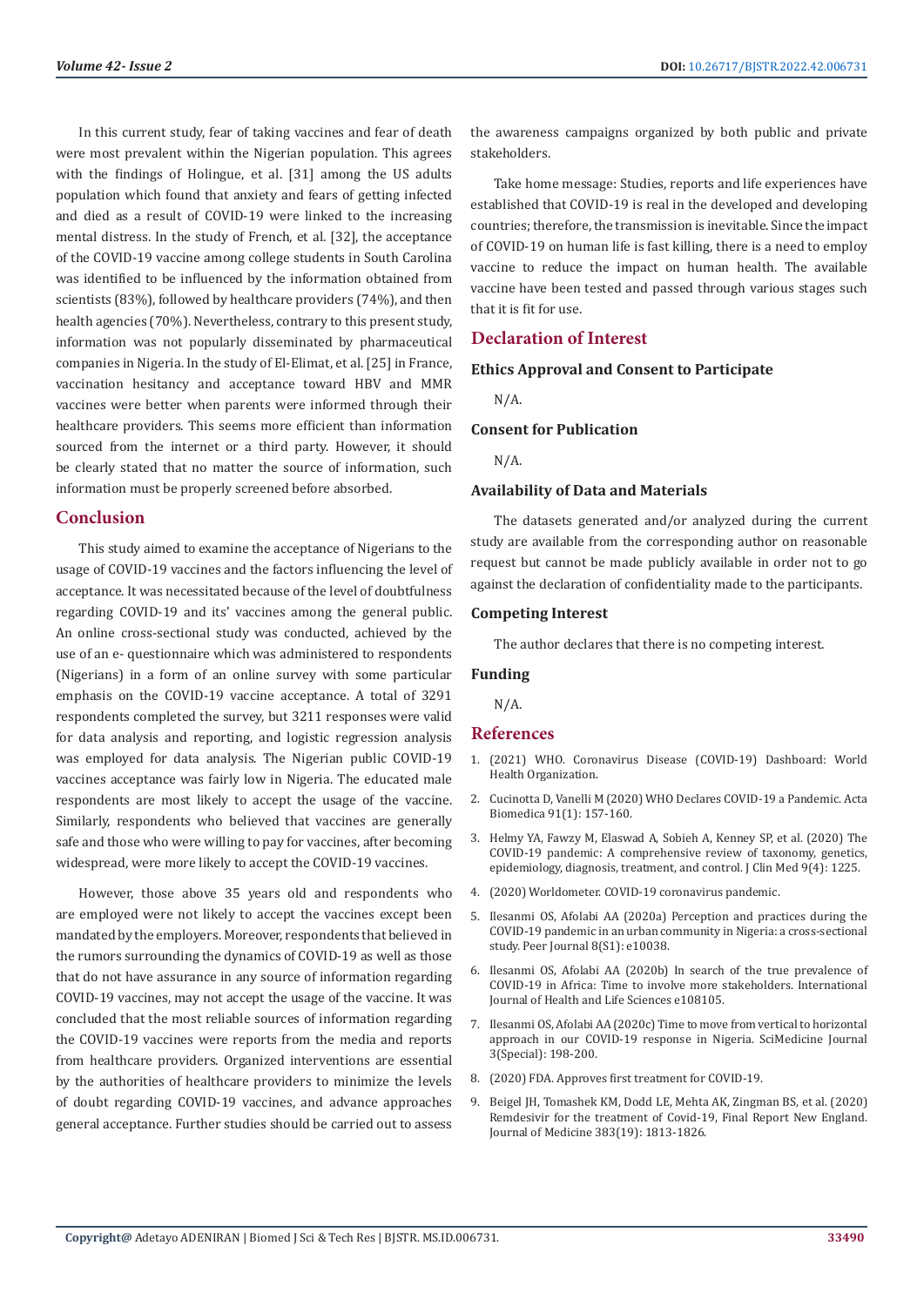In this current study, fear of taking vaccines and fear of death were most prevalent within the Nigerian population. This agrees with the findings of Holingue, et al. [31] among the US adults population which found that anxiety and fears of getting infected and died as a result of COVID-19 were linked to the increasing mental distress. In the study of French, et al. [32], the acceptance of the COVID-19 vaccine among college students in South Carolina was identified to be influenced by the information obtained from scientists (83%), followed by healthcare providers (74%), and then health agencies (70%). Nevertheless, contrary to this present study, information was not popularly disseminated by pharmaceutical companies in Nigeria. In the study of El-Elimat, et al. [25] in France, vaccination hesitancy and acceptance toward HBV and MMR vaccines were better when parents were informed through their healthcare providers. This seems more efficient than information sourced from the internet or a third party. However, it should be clearly stated that no matter the source of information, such information must be properly screened before absorbed.

## Conclusion

This study aimed to examine the acceptance of Nigerians to the usage of COVID-19 vaccines and the factors influencing the level of acceptance. It was necessitated because of the level of doubtfulness regarding COVID-19 and its' vaccines among the general public. An online cross-sectional study was conducted, achieved by the use of an e- questionnaire which was administered to respondents (Nigerians) in a form of an online survey with some particular emphasis on the COVID-19 vaccine acceptance. A total of 3291 respondents completed the survey, but 3211 responses were valid for data analysis and reporting, and logistic regression analysis was employed for data analysis. The Nigerian public COVID-19 vaccines acceptance was fairly low in Nigeria. The educated male respondents are most likely to accept the usage of the vaccine. Similarly, respondents who believed that vaccines are generally safe and those who were willing to pay for vaccines, after becoming widespread, were more likely to accept the COVID-19 vaccines.

However, those above 35 years old and respondents who are employed were not likely to accept the vaccines except been mandated by the employers. Moreover, respondents that believed in the rumors surrounding the dynamics of COVID-19 as well as those that do not have assurance in any source of information regarding COVID-19 vaccines, may not accept the usage of the vaccine. It was concluded that the most reliable sources of information regarding the COVID-19 vaccines were reports from the media and reports from healthcare providers. Organized interventions are essential by the authorities of healthcare providers to minimize the levels of doubt regarding COVID-19 vaccines, and advance approaches general acceptance. Further studies should be carried out to assess the awareness campaigns organized by both public and private stakeholders.

Take home message: Studies, reports and life experiences have established that COVID-19 is real in the developed and developing countries; therefore, the transmission is inevitable. Since the impact of COVID-19 on human life is fast killing, there is a need to employ vaccine to reduce the impact on human health. The available vaccine have been tested and passed through various stages such that it is fit for use.

## Declaration of Interest

### Ethics Approval and Consent to Participate

N/A.

### Consent for Publication

N/A.

### Availability of Data and Materials

The datasets generated and/or analyzed during the current study are available from the corresponding author on reasonable request but cannot be made publicly available in order not to go against the declaration of confidentiality made to the participants.

### Competing Interest

The author declares that there is no competing interest.

### Funding

N/A.

## References

1. (2021) WHO. Coronavirus Disease (COVID-19) Dashboard: World Health Organization.
2. Cucinotta D, Vanelli M (2020) WHO Declares COVID-19 a Pandemic. Acta Biomedica 91(1): 157-160.
3. Helmy YA, Fawzy M, Elaswad A, Sobieh A, Kenney SP, et al. (2020) The COVID-19 pandemic: A comprehensive review of taxonomy, genetics, epidemiology, diagnosis, treatment, and control. J Clin Med 9(4): 1225.
4. (2020) Worldometer. COVID-19 coronavirus pandemic.
5. Ilesanmi OS, Afolabi AA (2020a) Perception and practices during the COVID-19 pandemic in an urban community in Nigeria: a cross-sectional study. Peer Journal 8(S1): e10038.
6. Ilesanmi OS, Afolabi AA (2020b) In search of the true prevalence of COVID-19 in Africa: Time to involve more stakeholders. International Journal of Health and Life Sciences e108105.
7. Ilesanmi OS, Afolabi AA (2020c) Time to move from vertical to horizontal approach in our COVID-19 response in Nigeria. SciMedicine Journal 3(Special): 198-200.
8. (2020) FDA. Approves first treatment for COVID-19.
9. Beigel JH, Tomashek KM, Dodd LE, Mehta AK, Zingman BS, et al. (2020) Remdesivir for the treatment of Covid-19, Final Report New England. Journal of Medicine 383(19): 1813-1826.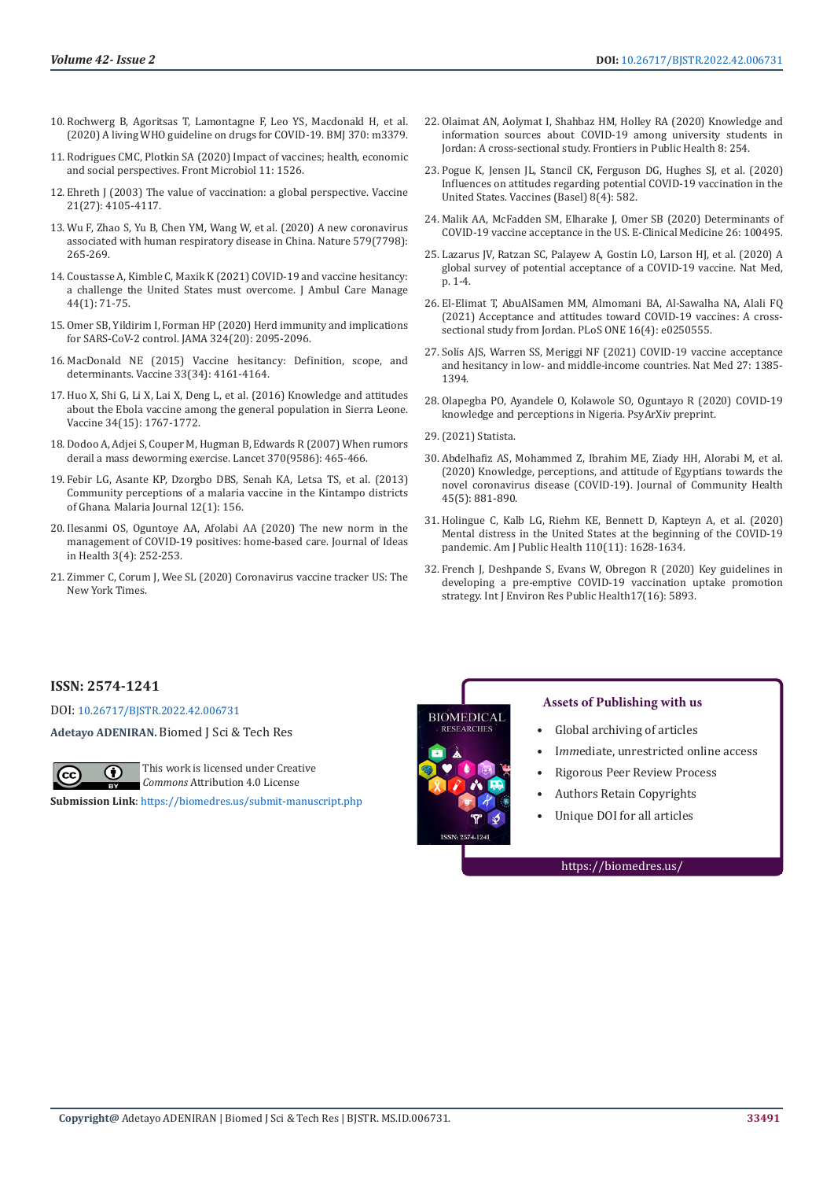10. Rochwerg B, Agoritsas T, Lamontagne F, Leo YS, Macdonald H, et al. (2020) A living WHO guideline on drugs for COVID-19. BMJ 370: m3379.
11. Rodrigues CMC, Plotkin SA (2020) Impact of vaccines; health, economic and social perspectives. Front Microbiol 11: 1526.
12. Ehreth J (2003) The value of vaccination: a global perspective. Vaccine 21(27): 4105-4117.
13. Wu F, Zhao S, Yu B, Chen YM, Wang W, et al. (2020) A new coronavirus associated with human respiratory disease in China. Nature 579(7798): 265-269.
14. Coustasse A, Kimble C, Maxik K (2021) COVID-19 and vaccine hesitancy: a challenge the United States must overcome. J Ambul Care Manage 44(1): 71-75.
15. Omer SB, Yildirim I, Forman HP (2020) Herd immunity and implications for SARS-CoV-2 control. JAMA 324(20): 2095-2096.
16. MacDonald NE (2015) Vaccine hesitancy: Definition, scope, and determinants. Vaccine 33(34): 4161-4164.
17. Huo X, Shi G, Li X, Lai X, Deng L, et al. (2016) Knowledge and attitudes about the Ebola vaccine among the general population in Sierra Leone. Vaccine 34(15): 1767-1772.
18. Dodoo A, Adjei S, Couper M, Hugman B, Edwards R (2007) When rumors derail a mass deworming exercise. Lancet 370(9586): 465-466.
19. Febir LG, Asante KP, Dzorgbo DBS, Senah KA, Letsa TS, et al. (2013) Community perceptions of a malaria vaccine in the Kintampo districts of Ghana. Malaria Journal 12(1): 156.
20. Ilesanmi OS, Oguntoye AA, Afolabi AA (2020) The new norm in the management of COVID-19 positives: home-based care. Journal of Ideas in Health 3(4): 252-253.
21. Zimmer C, Corum J, Wee SL (2020) Coronavirus vaccine tracker US: The New York Times.
22. Olaimat AN, Aolymat I, Shahbaz HM, Holley RA (2020) Knowledge and information sources about COVID-19 among university students in Jordan: A cross-sectional study. Frontiers in Public Health 8: 254.
23. Pogue K, Jensen JL, Stancil CK, Ferguson DG, Hughes SJ, et al. (2020) Influences on attitudes regarding potential COVID-19 vaccination in the United States. Vaccines (Basel) 8(4): 582.
24. Malik AA, McFadden SM, Elharake J, Omer SB (2020) Determinants of COVID-19 vaccine acceptance in the US. E-Clinical Medicine 26: 100495.
25. Lazarus JV, Ratzan SC, Palayew A, Gostin LO, Larson HJ, et al. (2020) A global survey of potential acceptance of a COVID-19 vaccine. Nat Med, p. 1-4.
26. El-Elimat T, AbuAlSamen MM, Almomani BA, Al-Sawalha NA, Alali FQ (2021) Acceptance and attitudes toward COVID-19 vaccines: A cross-sectional study from Jordan. PLoS ONE 16(4): e0250555.
27. Solís AJS, Warren SS, Meriggi NF (2021) COVID-19 vaccine acceptance and hesitancy in low- and middle-income countries. Nat Med 27: 1385-1394.
28. Olapegba PO, Ayandele O, Kolawole SO, Oguntayo R (2020) COVID-19 knowledge and perceptions in Nigeria. PsyArXiv preprint.
29. (2021) Statista.
30. Abdelhafiz AS, Mohammed Z, Ibrahim ME, Ziady HH, Alorabi M, et al. (2020) Knowledge, perceptions, and attitude of Egyptians towards the novel coronavirus disease (COVID-19). Journal of Community Health 45(5): 881-890.
31. Holingue C, Kalb LG, Riehm KE, Bennett D, Kapteyn A, et al. (2020) Mental distress in the United States at the beginning of the COVID-19 pandemic. Am J Public Health 110(11): 1628-1634.
32. French J, Deshpande S, Evans W, Obregon R (2020) Key guidelines in developing a pre-emptive COVID-19 vaccination uptake promotion strategy. Int J Environ Res Public Health17(16): 5893.

**ISSN: 2574-1241**

DOI: 10.26717/BJSTR.2022.42.006731

**Adetayo ADENIRAN.** Biomed J Sci & Tech Res

This work is licensed under Creative *Commons* Attribution 4.0 License

**Submission Link**: https://biomedres.us/submit-manuscript.php

**Assets of Publishing with us**

- Global archiving of articles
- Immediate, unrestricted online access
- Rigorous Peer Review Process
- Authors Retain Copyrights
- Unique DOI for all articles

https://biomedres.us/